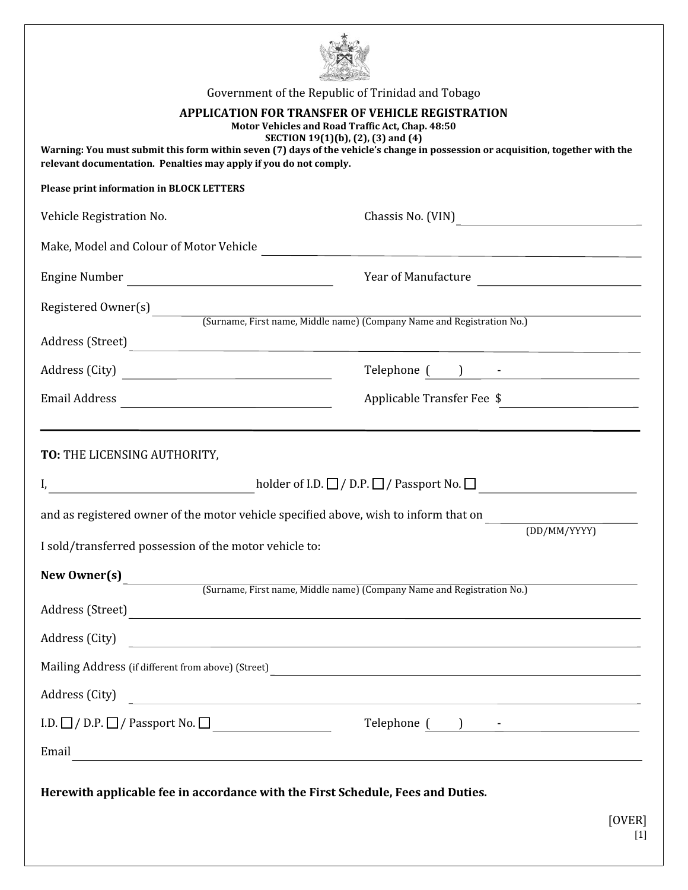Government of the Republic of Trinidad and Tobago

# APPLICATION FOR TRANSFER OF VEHICLE REGISTRATION

**Motor Vehicles and Road Traffic Act, Chap. 48:50**
**SECTION 19(1)(b), (2), (3) and (4)**

**Warning: You must submit this form within seven (7) days of the vehicle's change in possession or acquisition, together with the relevant documentation. Penalties may apply if you do not comply.**

**Please print information in BLOCK LETTERS**

Vehicle Registration No. Chassis No. (VIN) ______________________________

Make, Model and Colour of Motor Vehicle ______________________________

Engine Number ______________________________ Year of Manufacture ______________________________

Registered Owner(s) ______________________________
(Surname, First name, Middle name) (Company Name and Registration No.)

Address (Street) ______________________________

Address (City) ______________________________ Telephone ( ) -

Email Address ______________________________ Applicable Transfer Fee $ ______________________________

---

**TO:** THE LICENSING AUTHORITY,

I, ______________________________ holder of I.D. ☐ / D.P. ☐ / Passport No. ☐ ______________________________

and as registered owner of the motor vehicle specified above, wish to inform that on ______________________________
(DD/MM/YYYY)

I sold/transferred possession of the motor vehicle to:

**New Owner(s)** ______________________________
(Surname, First name, Middle name) (Company Name and Registration No.)

Address (Street) ______________________________

Address (City) ______________________________

Mailing Address (if different from above) (Street) ______________________________

Address (City) ______________________________

I.D. ☐ / D.P. ☐ / Passport No. ☐ ______________________________ Telephone ( ) -

Email ______________________________

**Herewith applicable fee in accordance with the First Schedule, Fees and Duties.**

[OVER]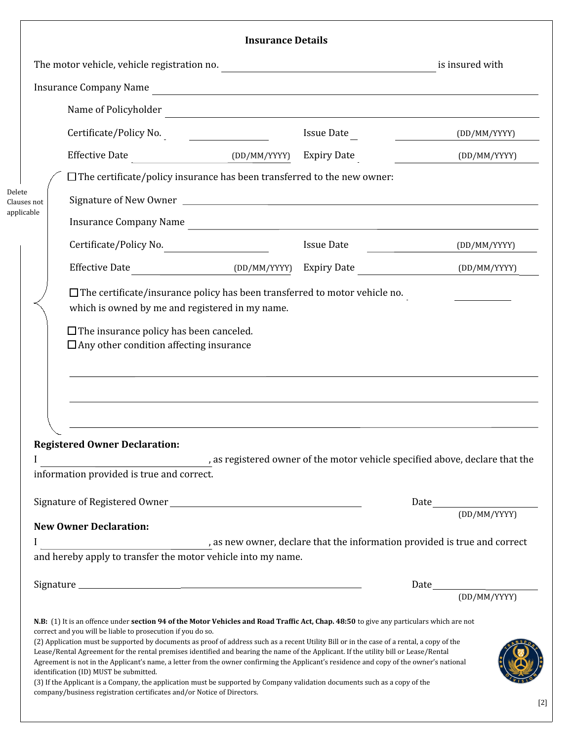## Insurance Details

The motor vehicle, vehicle registration no. ______________________________ is insured with

Insurance Company Name ______________________________

Name of Policyholder ______________________________

Certificate/Policy No. ______________ Issue Date ______________ (DD/MM/YYYY)

Effective Date ______________ (DD/MM/YYYY) Expiry Date ______________ (DD/MM/YYYY)

Delete Clauses not applicable

☐ The certificate/policy insurance has been transferred to the new owner:

Signature of New Owner ______________________________

Insurance Company Name ______________________________

Certificate/Policy No. ______________ Issue Date ______________ (DD/MM/YYYY)

Effective Date ______________ (DD/MM/YYYY) Expiry Date ______________ (DD/MM/YYYY)

☐ The certificate/insurance policy has been transferred to motor vehicle no. ______________ which is owned by me and registered in my name.

☐ The insurance policy has been canceled.

☐ Any other condition affecting insurance

______________________________

______________________________

______________________________

**Registered Owner Declaration:**

I ______________________________, as registered owner of the motor vehicle specified above, declare that the information provided is true and correct.

Signature of Registered Owner ______________________________ Date ______________ (DD/MM/YYYY)

**New Owner Declaration:**

I ______________________________, as new owner, declare that the information provided is true and correct and hereby apply to transfer the motor vehicle into my name.

Signature ______________________________ Date ______________ (DD/MM/YYYY)

**N.B:** (1) It is an offence under **section 94 of the Motor Vehicles and Road Traffic Act, Chap. 48:50** to give any particulars which are not correct and you will be liable to prosecution if you do so.
(2) Application must be supported by documents as proof of address such as a recent Utility Bill or in the case of a rental, a copy of the Lease/Rental Agreement for the rental premises identified and bearing the name of the Applicant. If the utility bill or Lease/Rental Agreement is not in the Applicant's name, a letter from the owner confirming the Applicant's residence and copy of the owner's national identification (ID) MUST be submitted.
(3) If the Applicant is a Company, the application must be supported by Company validation documents such as a copy of the company/business registration certificates and/or Notice of Directors.